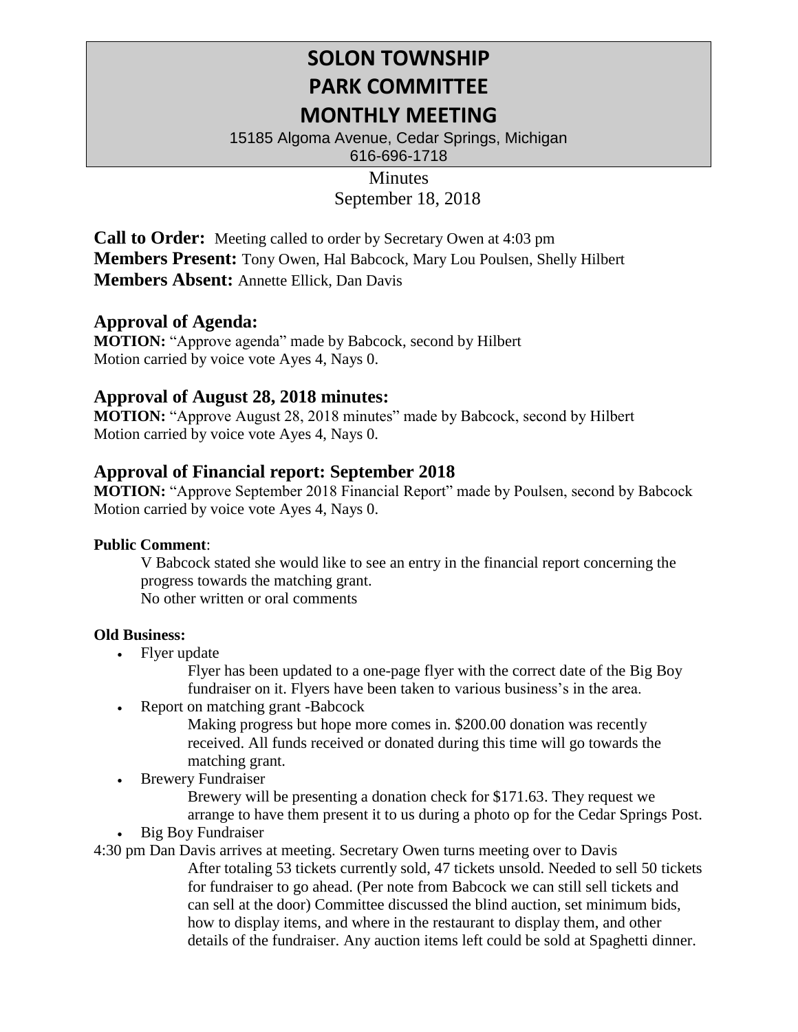# SOLON TOWNSHIP
# PARK COMMITTEE
# MONTHLY MEETING

15185 Algoma Avenue, Cedar Springs, Michigan
616-696-1718

Minutes
September 18, 2018

**Call to Order:** Meeting called to order by Secretary Owen at 4:03 pm
**Members Present:** Tony Owen, Hal Babcock, Mary Lou Poulsen, Shelly Hilbert
**Members Absent:** Annette Ellick, Dan Davis

## Approval of Agenda:

**MOTION:** "Approve agenda" made by Babcock, second by Hilbert
Motion carried by voice vote Ayes 4, Nays 0.

## Approval of August 28, 2018 minutes:

**MOTION:** "Approve August 28, 2018 minutes" made by Babcock, second by Hilbert
Motion carried by voice vote Ayes 4, Nays 0.

## Approval of Financial report: September 2018

**MOTION:** "Approve September 2018 Financial Report" made by Poulsen, second by Babcock
Motion carried by voice vote Ayes 4, Nays 0.

**Public Comment**:

V Babcock stated she would like to see an entry in the financial report concerning the progress towards the matching grant.
No other written or oral comments

**Old Business:**

- Flyer update

  Flyer has been updated to a one-page flyer with the correct date of the Big Boy fundraiser on it. Flyers have been taken to various business's in the area.

- Report on matching grant -Babcock

  Making progress but hope more comes in. $200.00 donation was recently received. All funds received or donated during this time will go towards the matching grant.

- Brewery Fundraiser

  Brewery will be presenting a donation check for $171.63. They request we arrange to have them present it to us during a photo op for the Cedar Springs Post.

- Big Boy Fundraiser

4:30 pm Dan Davis arrives at meeting. Secretary Owen turns meeting over to Davis

After totaling 53 tickets currently sold, 47 tickets unsold. Needed to sell 50 tickets for fundraiser to go ahead. (Per note from Babcock we can still sell tickets and can sell at the door) Committee discussed the blind auction, set minimum bids, how to display items, and where in the restaurant to display them, and other details of the fundraiser. Any auction items left could be sold at Spaghetti dinner.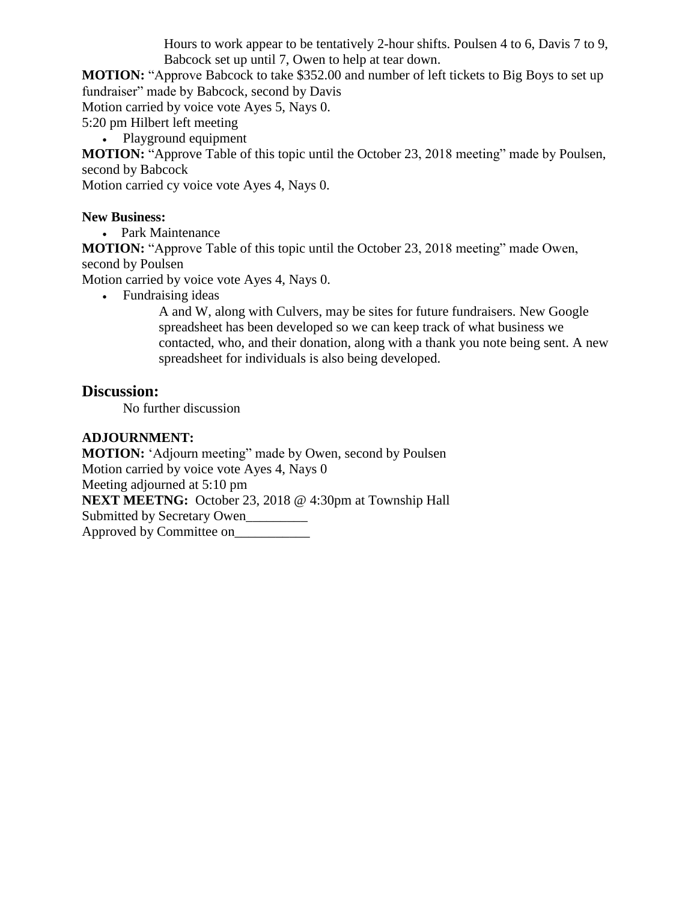Hours to work appear to be tentatively 2-hour shifts. Poulsen 4 to 6, Davis 7 to 9, Babcock set up until 7, Owen to help at tear down.

**MOTION:** "Approve Babcock to take $352.00 and number of left tickets to Big Boys to set up fundraiser" made by Babcock, second by Davis
Motion carried by voice vote Ayes 5, Nays 0.
5:20 pm Hilbert left meeting

- Playground equipment

**MOTION:** "Approve Table of this topic until the October 23, 2018 meeting" made by Poulsen, second by Babcock
Motion carried cy voice vote Ayes 4, Nays 0.

**New Business:**

- Park Maintenance

**MOTION:** "Approve Table of this topic until the October 23, 2018 meeting" made Owen, second by Poulsen
Motion carried by voice vote Ayes 4, Nays 0.

- Fundraising ideas

  A and W, along with Culvers, may be sites for future fundraisers. New Google spreadsheet has been developed so we can keep track of what business we contacted, who, and their donation, along with a thank you note being sent. A new spreadsheet for individuals is also being developed.

## Discussion:

No further discussion

**ADJOURNMENT:**
**MOTION:** 'Adjourn meeting" made by Owen, second by Poulsen
Motion carried by voice vote Ayes 4, Nays 0
Meeting adjourned at 5:10 pm
**NEXT MEETNG:** October 23, 2018 @ 4:30pm at Township Hall
Submitted by Secretary Owen_________
Approved by Committee on___________